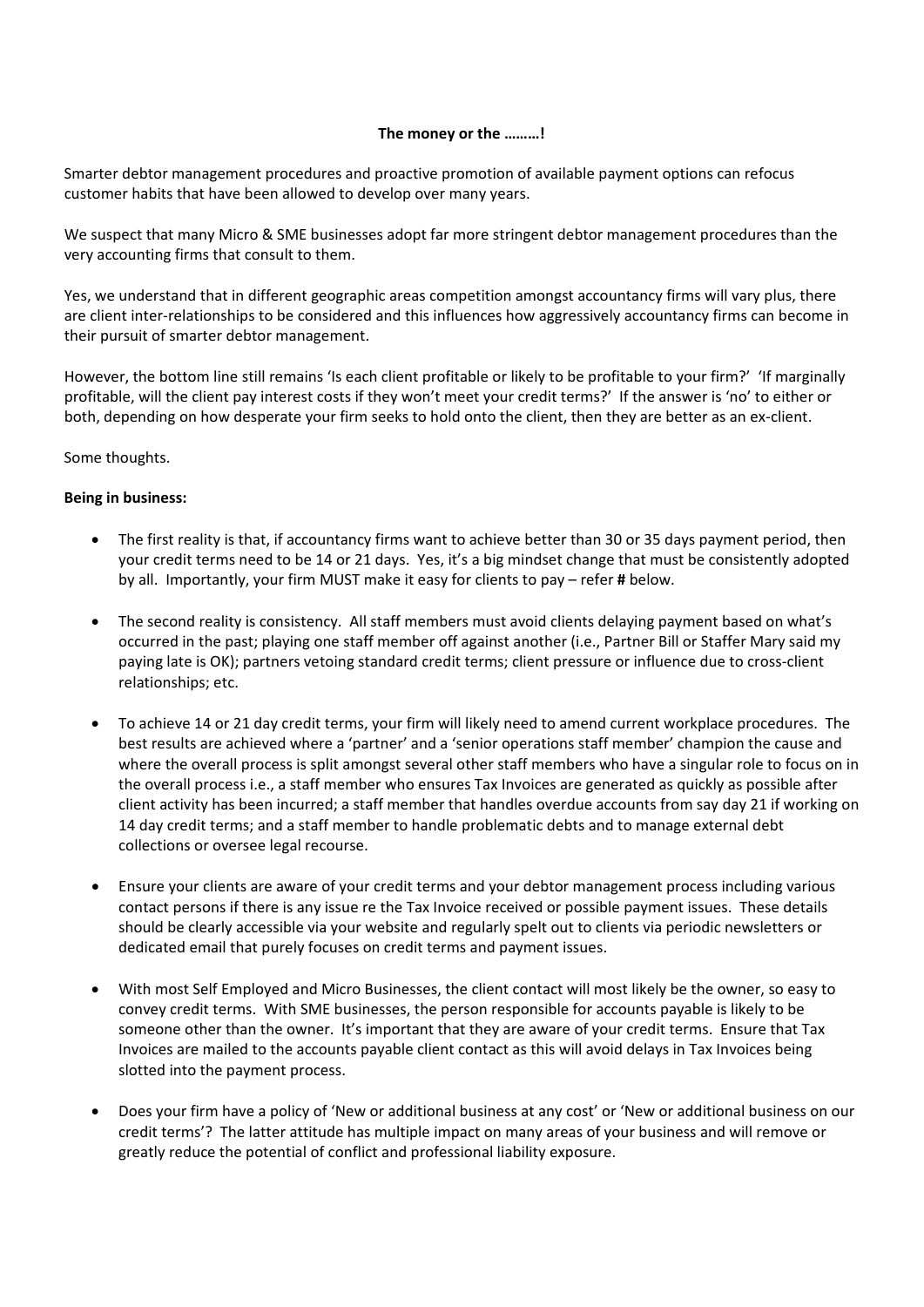**The money or the ………!**

Smarter debtor management procedures and proactive promotion of available payment options can refocus customer habits that have been allowed to develop over many years.

We suspect that many Micro & SME businesses adopt far more stringent debtor management procedures than the very accounting firms that consult to them.

Yes, we understand that in different geographic areas competition amongst accountancy firms will vary plus, there are client inter-relationships to be considered and this influences how aggressively accountancy firms can become in their pursuit of smarter debtor management.

However, the bottom line still remains 'Is each client profitable or likely to be profitable to your firm?' 'If marginally profitable, will the client pay interest costs if they won't meet your credit terms?' If the answer is 'no' to either or both, depending on how desperate your firm seeks to hold onto the client, then they are better as an ex-client.

Some thoughts.

**Being in business:**

- The first reality is that, if accountancy firms want to achieve better than 30 or 35 days payment period, then your credit terms need to be 14 or 21 days. Yes, it's a big mindset change that must be consistently adopted by all. Importantly, your firm MUST make it easy for clients to pay – refer **#** below.

- The second reality is consistency. All staff members must avoid clients delaying payment based on what's occurred in the past; playing one staff member off against another (i.e., Partner Bill or Staffer Mary said my paying late is OK); partners vetoing standard credit terms; client pressure or influence due to cross-client relationships; etc.

- To achieve 14 or 21 day credit terms, your firm will likely need to amend current workplace procedures. The best results are achieved where a 'partner' and a 'senior operations staff member' champion the cause and where the overall process is split amongst several other staff members who have a singular role to focus on in the overall process i.e., a staff member who ensures Tax Invoices are generated as quickly as possible after client activity has been incurred; a staff member that handles overdue accounts from say day 21 if working on 14 day credit terms; and a staff member to handle problematic debts and to manage external debt collections or oversee legal recourse.

- Ensure your clients are aware of your credit terms and your debtor management process including various contact persons if there is any issue re the Tax Invoice received or possible payment issues. These details should be clearly accessible via your website and regularly spelt out to clients via periodic newsletters or dedicated email that purely focuses on credit terms and payment issues.

- With most Self Employed and Micro Businesses, the client contact will most likely be the owner, so easy to convey credit terms. With SME businesses, the person responsible for accounts payable is likely to be someone other than the owner. It's important that they are aware of your credit terms. Ensure that Tax Invoices are mailed to the accounts payable client contact as this will avoid delays in Tax Invoices being slotted into the payment process.

- Does your firm have a policy of 'New or additional business at any cost' or 'New or additional business on our credit terms'? The latter attitude has multiple impact on many areas of your business and will remove or greatly reduce the potential of conflict and professional liability exposure.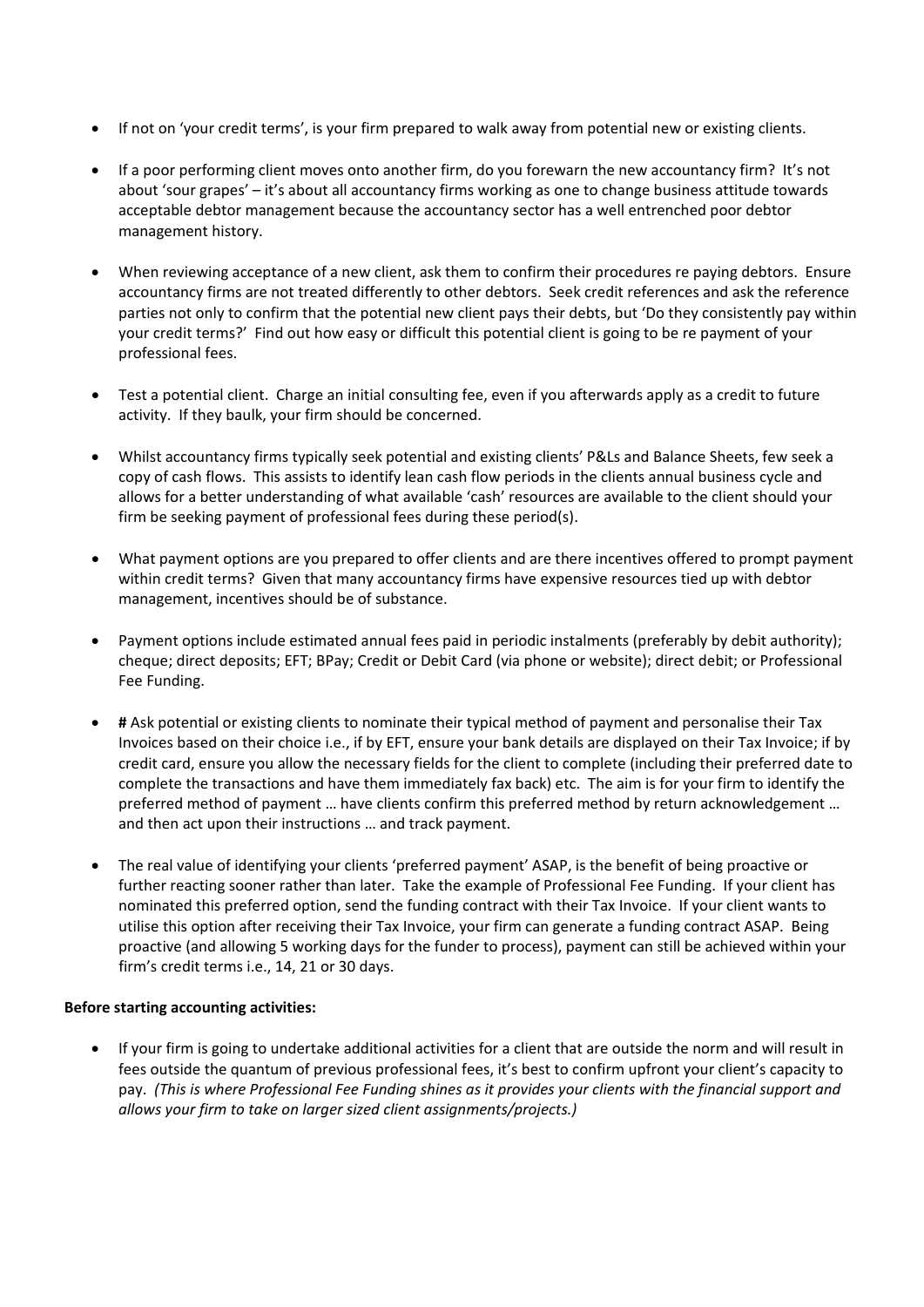- If not on 'your credit terms', is your firm prepared to walk away from potential new or existing clients.

- If a poor performing client moves onto another firm, do you forewarn the new accountancy firm? It's not about 'sour grapes' – it's about all accountancy firms working as one to change business attitude towards acceptable debtor management because the accountancy sector has a well entrenched poor debtor management history.

- When reviewing acceptance of a new client, ask them to confirm their procedures re paying debtors. Ensure accountancy firms are not treated differently to other debtors. Seek credit references and ask the reference parties not only to confirm that the potential new client pays their debts, but 'Do they consistently pay within your credit terms?' Find out how easy or difficult this potential client is going to be re payment of your professional fees.

- Test a potential client. Charge an initial consulting fee, even if you afterwards apply as a credit to future activity. If they baulk, your firm should be concerned.

- Whilst accountancy firms typically seek potential and existing clients' P&Ls and Balance Sheets, few seek a copy of cash flows. This assists to identify lean cash flow periods in the clients annual business cycle and allows for a better understanding of what available 'cash' resources are available to the client should your firm be seeking payment of professional fees during these period(s).

- What payment options are you prepared to offer clients and are there incentives offered to prompt payment within credit terms? Given that many accountancy firms have expensive resources tied up with debtor management, incentives should be of substance.

- Payment options include estimated annual fees paid in periodic instalments (preferably by debit authority); cheque; direct deposits; EFT; BPay; Credit or Debit Card (via phone or website); direct debit; or Professional Fee Funding.

- **#** Ask potential or existing clients to nominate their typical method of payment and personalise their Tax Invoices based on their choice i.e., if by EFT, ensure your bank details are displayed on their Tax Invoice; if by credit card, ensure you allow the necessary fields for the client to complete (including their preferred date to complete the transactions and have them immediately fax back) etc. The aim is for your firm to identify the preferred method of payment … have clients confirm this preferred method by return acknowledgement … and then act upon their instructions … and track payment.

- The real value of identifying your clients 'preferred payment' ASAP, is the benefit of being proactive or further reacting sooner rather than later. Take the example of Professional Fee Funding. If your client has nominated this preferred option, send the funding contract with their Tax Invoice. If your client wants to utilise this option after receiving their Tax Invoice, your firm can generate a funding contract ASAP. Being proactive (and allowing 5 working days for the funder to process), payment can still be achieved within your firm's credit terms i.e., 14, 21 or 30 days.

**Before starting accounting activities:**

- If your firm is going to undertake additional activities for a client that are outside the norm and will result in fees outside the quantum of previous professional fees, it's best to confirm upfront your client's capacity to pay. *(This is where Professional Fee Funding shines as it provides your clients with the financial support and allows your firm to take on larger sized client assignments/projects.)*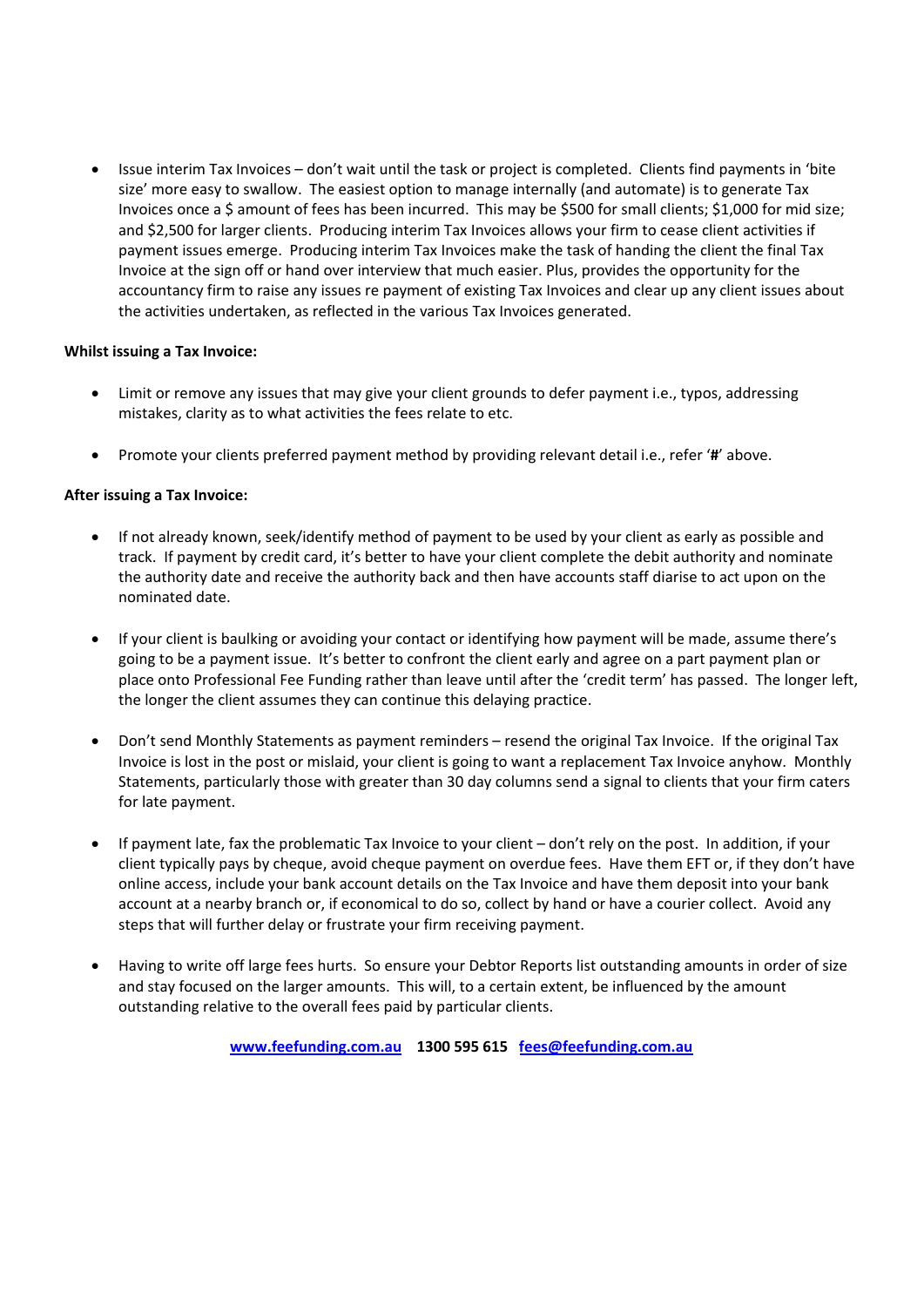- Issue interim Tax Invoices – don't wait until the task or project is completed. Clients find payments in 'bite size' more easy to swallow. The easiest option to manage internally (and automate) is to generate Tax Invoices once a $ amount of fees has been incurred. This may be $500 for small clients; $1,000 for mid size; and $2,500 for larger clients. Producing interim Tax Invoices allows your firm to cease client activities if payment issues emerge. Producing interim Tax Invoices make the task of handing the client the final Tax Invoice at the sign off or hand over interview that much easier. Plus, provides the opportunity for the accountancy firm to raise any issues re payment of existing Tax Invoices and clear up any client issues about the activities undertaken, as reflected in the various Tax Invoices generated.

**Whilst issuing a Tax Invoice:**

- Limit or remove any issues that may give your client grounds to defer payment i.e., typos, addressing mistakes, clarity as to what activities the fees relate to etc.

- Promote your clients preferred payment method by providing relevant detail i.e., refer '**#**' above.

**After issuing a Tax Invoice:**

- If not already known, seek/identify method of payment to be used by your client as early as possible and track. If payment by credit card, it's better to have your client complete the debit authority and nominate the authority date and receive the authority back and then have accounts staff diarise to act upon on the nominated date.

- If your client is baulking or avoiding your contact or identifying how payment will be made, assume there's going to be a payment issue. It's better to confront the client early and agree on a part payment plan or place onto Professional Fee Funding rather than leave until after the 'credit term' has passed. The longer left, the longer the client assumes they can continue this delaying practice.

- Don't send Monthly Statements as payment reminders – resend the original Tax Invoice. If the original Tax Invoice is lost in the post or mislaid, your client is going to want a replacement Tax Invoice anyhow. Monthly Statements, particularly those with greater than 30 day columns send a signal to clients that your firm caters for late payment.

- If payment late, fax the problematic Tax Invoice to your client – don't rely on the post. In addition, if your client typically pays by cheque, avoid cheque payment on overdue fees. Have them EFT or, if they don't have online access, include your bank account details on the Tax Invoice and have them deposit into your bank account at a nearby branch or, if economical to do so, collect by hand or have a courier collect. Avoid any steps that will further delay or frustrate your firm receiving payment.

- Having to write off large fees hurts. So ensure your Debtor Reports list outstanding amounts in order of size and stay focused on the larger amounts. This will, to a certain extent, be influenced by the amount outstanding relative to the overall fees paid by particular clients.

[www.feefunding.com.au](http://www.feefunding.com.au) **1300 595 615** [fees@feefunding.com.au](mailto:fees@feefunding.com.au)